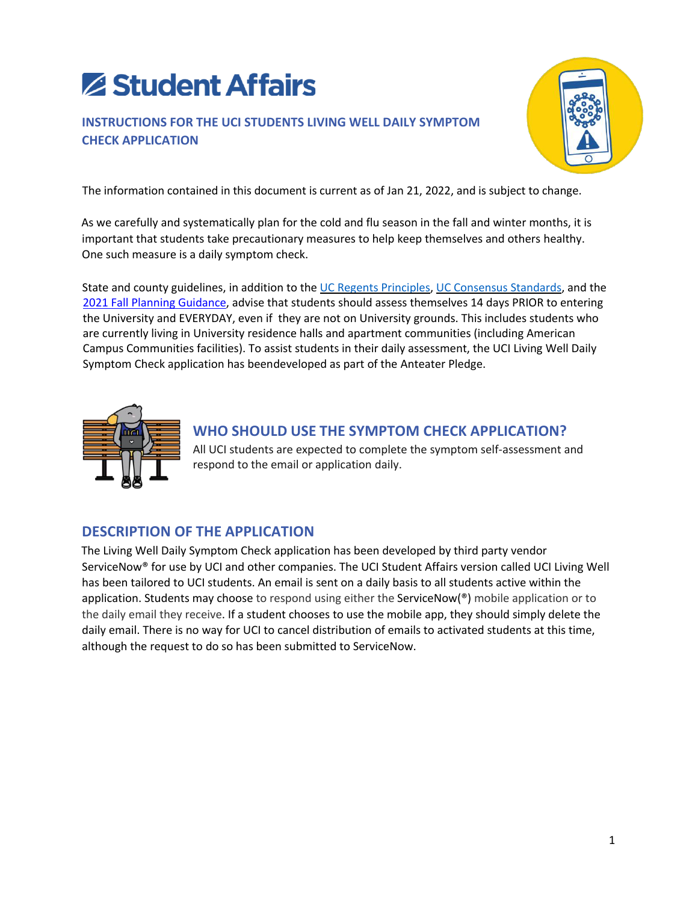# Student Affairs

## INSTRUCTIONS FOR THE UCI STUDENTS LIVING WELL DAILY SYMPTOM CHECK APPLICATION

The information contained in this document is current as of Jan 21, 2022, and is subject to change.

As we carefully and systematically plan for the cold and flu season in the fall and winter months, it is important that students take precautionary measures to help keep themselves and others healthy. One such measure is a daily symptom check.

State and county guidelines, in addition to the UC Regents Principles, UC Consensus Standards, and the 2021 Fall Planning Guidance, advise that students should assess themselves 14 days PRIOR to entering the University and EVERYDAY, even if they are not on University grounds. This includes students who are currently living in University residence halls and apartment communities (including American Campus Communities facilities). To assist students in their daily assessment, the UCI Living Well Daily Symptom Check application has beendeveloped as part of the Anteater Pledge.

## WHO SHOULD USE THE SYMPTOM CHECK APPLICATION?

All UCI students are expected to complete the symptom self-assessment and respond to the email or application daily.

## DESCRIPTION OF THE APPLICATION

The Living Well Daily Symptom Check application has been developed by third party vendor ServiceNow® for use by UCI and other companies. The UCI Student Affairs version called UCI Living Well has been tailored to UCI students. An email is sent on a daily basis to all students active within the application. Students may choose to respond using either the ServiceNow(®) mobile application or to the daily email they receive. If a student chooses to use the mobile app, they should simply delete the daily email. There is no way for UCI to cancel distribution of emails to activated students at this time, although the request to do so has been submitted to ServiceNow.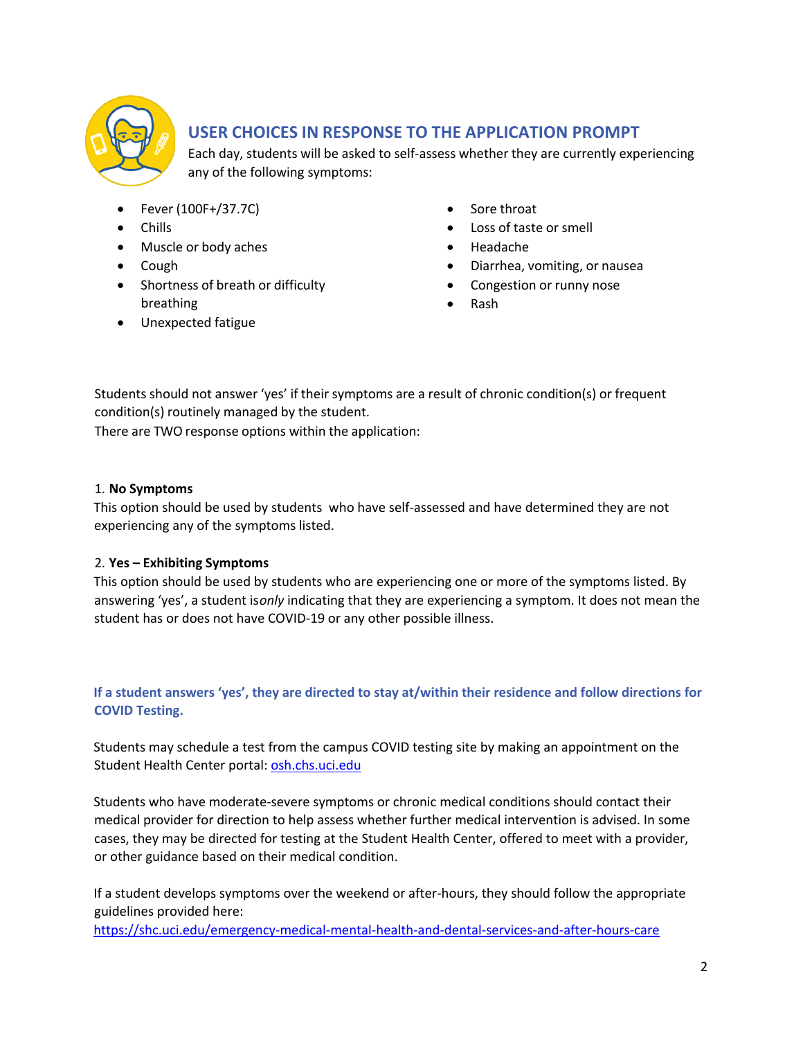## USER CHOICES IN RESPONSE TO THE APPLICATION PROMPT

Each day, students will be asked to self-assess whether they are currently experiencing any of the following symptoms:

- Fever (100F+/37.7C)
- Chills
- Muscle or body aches
- Cough
- Shortness of breath or difficulty breathing
- Unexpected fatigue
- Sore throat
- Loss of taste or smell
- Headache
- Diarrhea, vomiting, or nausea
- Congestion or runny nose
- Rash

Students should not answer 'yes' if their symptoms are a result of chronic condition(s) or frequent condition(s) routinely managed by the student.
There are TWO response options within the application:

1. **No Symptoms**
This option should be used by students who have self-assessed and have determined they are not experiencing any of the symptoms listed.

2. **Yes – Exhibiting Symptoms**
This option should be used by students who are experiencing one or more of the symptoms listed. By answering 'yes', a student is *only* indicating that they are experiencing a symptom. It does not mean the student has or does not have COVID-19 or any other possible illness.

**If a student answers 'yes', they are directed to stay at/within their residence and follow directions for COVID Testing.**

Students may schedule a test from the campus COVID testing site by making an appointment on the Student Health Center portal: [osh.chs.uci.edu](osh.chs.uci.edu)

Students who have moderate-severe symptoms or chronic medical conditions should contact their medical provider for direction to help assess whether further medical intervention is advised. In some cases, they may be directed for testing at the Student Health Center, offered to meet with a provider, or other guidance based on their medical condition.

If a student develops symptoms over the weekend or after-hours, they should follow the appropriate guidelines provided here:
[https://shc.uci.edu/emergency-medical-mental-health-and-dental-services-and-after-hours-care](https://shc.uci.edu/emergency-medical-mental-health-and-dental-services-and-after-hours-care)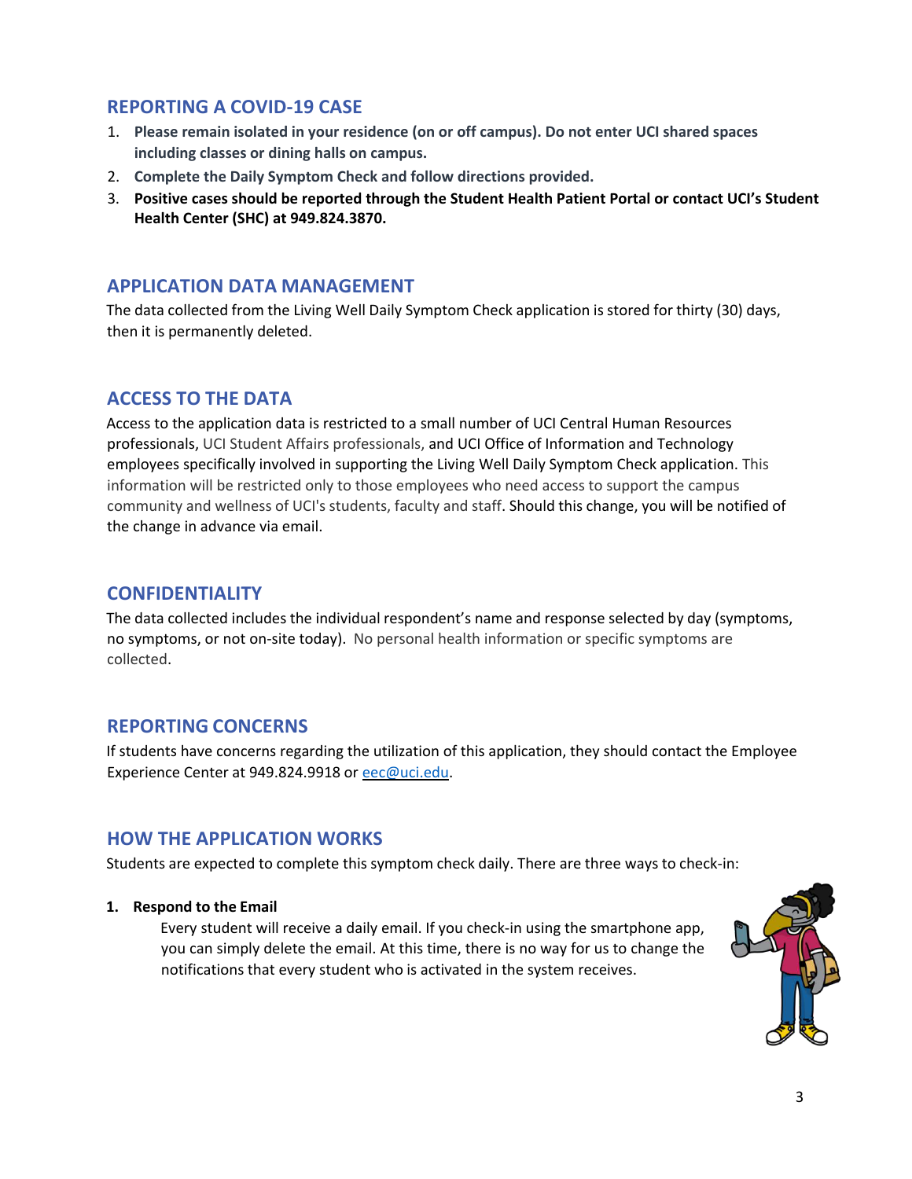## REPORTING A COVID-19 CASE

1. **Please remain isolated in your residence (on or off campus). Do not enter UCI shared spaces including classes or dining halls on campus.**
2. **Complete the Daily Symptom Check and follow directions provided.**
3. **Positive cases should be reported through the Student Health Patient Portal or contact UCI's Student Health Center (SHC) at 949.824.3870.**

## APPLICATION DATA MANAGEMENT

The data collected from the Living Well Daily Symptom Check application is stored for thirty (30) days, then it is permanently deleted.

## ACCESS TO THE DATA

Access to the application data is restricted to a small number of UCI Central Human Resources professionals, UCI Student Affairs professionals, and UCI Office of Information and Technology employees specifically involved in supporting the Living Well Daily Symptom Check application. This information will be restricted only to those employees who need access to support the campus community and wellness of UCI's students, faculty and staff. Should this change, you will be notified of the change in advance via email.

## CONFIDENTIALITY

The data collected includes the individual respondent's name and response selected by day (symptoms, no symptoms, or not on-site today). No personal health information or specific symptoms are collected.

## REPORTING CONCERNS

If students have concerns regarding the utilization of this application, they should contact the Employee Experience Center at 949.824.9918 or eec@uci.edu.

## HOW THE APPLICATION WORKS

Students are expected to complete this symptom check daily. There are three ways to check-in:

1. **Respond to the Email**

   Every student will receive a daily email. If you check-in using the smartphone app, you can simply delete the email. At this time, there is no way for us to change the notifications that every student who is activated in the system receives.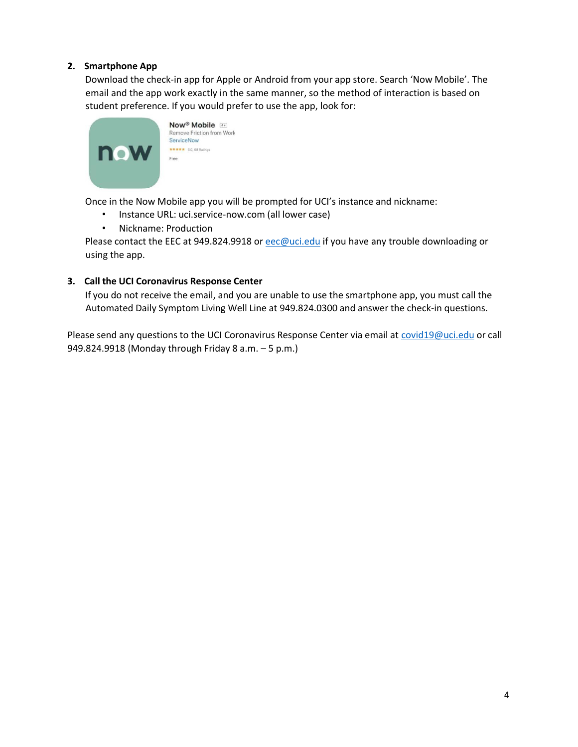2. **Smartphone App**

   Download the check-in app for Apple or Android from your app store. Search 'Now Mobile'. The email and the app work exactly in the same manner, so the method of interaction is based on student preference. If you would prefer to use the app, look for:

   Now® Mobile 4+
   Remove Friction from Work
   ServiceNow
   ★★★★★ 5.0, 68 Ratings
   Free

   Once in the Now Mobile app you will be prompted for UCI's instance and nickname:

   - Instance URL: uci.service-now.com (all lower case)
   - Nickname: Production

   Please contact the EEC at 949.824.9918 or eec@uci.edu if you have any trouble downloading or using the app.

3. **Call the UCI Coronavirus Response Center**

   If you do not receive the email, and you are unable to use the smartphone app, you must call the Automated Daily Symptom Living Well Line at 949.824.0300 and answer the check-in questions.

Please send any questions to the UCI Coronavirus Response Center via email at covid19@uci.edu or call 949.824.9918 (Monday through Friday 8 a.m. – 5 p.m.)